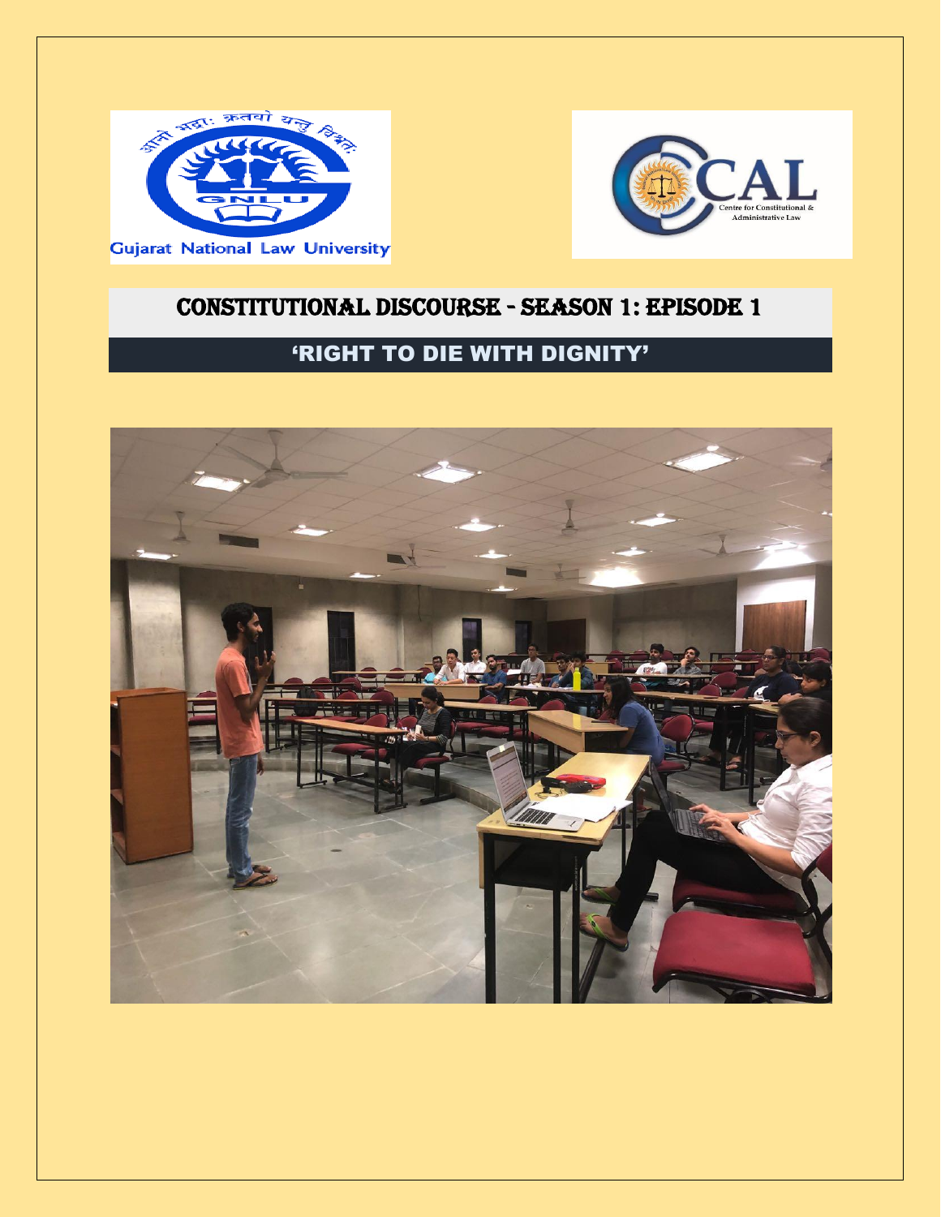# CONSTITUTIONAL DISCOURSE - SEASON 1: EPISODE 1

## 'RIGHT TO DIE WITH DIGNITY'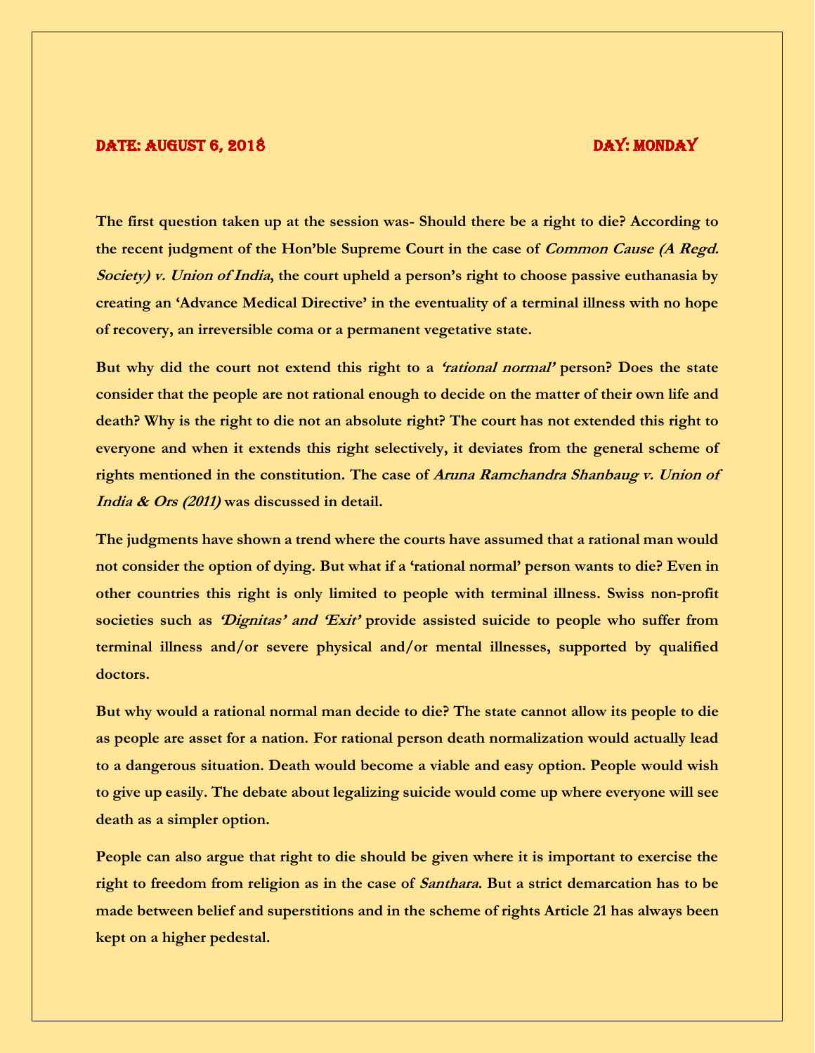**DATE: AUGUST 6, 2018** **DAY: MONDAY**

**The first question taken up at the session was- Should there be a right to die? According to the recent judgment of the Hon'ble Supreme Court in the case of *Common Cause (A Regd. Society) v. Union of India*, the court upheld a person's right to choose passive euthanasia by creating an 'Advance Medical Directive' in the eventuality of a terminal illness with no hope of recovery, an irreversible coma or a permanent vegetative state.**

**But why did the court not extend this right to a *'rational normal'* person? Does the state consider that the people are not rational enough to decide on the matter of their own life and death? Why is the right to die not an absolute right? The court has not extended this right to everyone and when it extends this right selectively, it deviates from the general scheme of rights mentioned in the constitution. The case of *Aruna Ramchandra Shanbaug v. Union of India & Ors (2011)* was discussed in detail.**

**The judgments have shown a trend where the courts have assumed that a rational man would not consider the option of dying. But what if a 'rational normal' person wants to die? Even in other countries this right is only limited to people with terminal illness. Swiss non-profit societies such as *'Dignitas' and 'Exit'* provide assisted suicide to people who suffer from terminal illness and/or severe physical and/or mental illnesses, supported by qualified doctors.**

**But why would a rational normal man decide to die? The state cannot allow its people to die as people are asset for a nation. For rational person death normalization would actually lead to a dangerous situation. Death would become a viable and easy option. People would wish to give up easily. The debate about legalizing suicide would come up where everyone will see death as a simpler option.**

**People can also argue that right to die should be given where it is important to exercise the right to freedom from religion as in the case of *Santhara*. But a strict demarcation has to be made between belief and superstitions and in the scheme of rights Article 21 has always been kept on a higher pedestal.**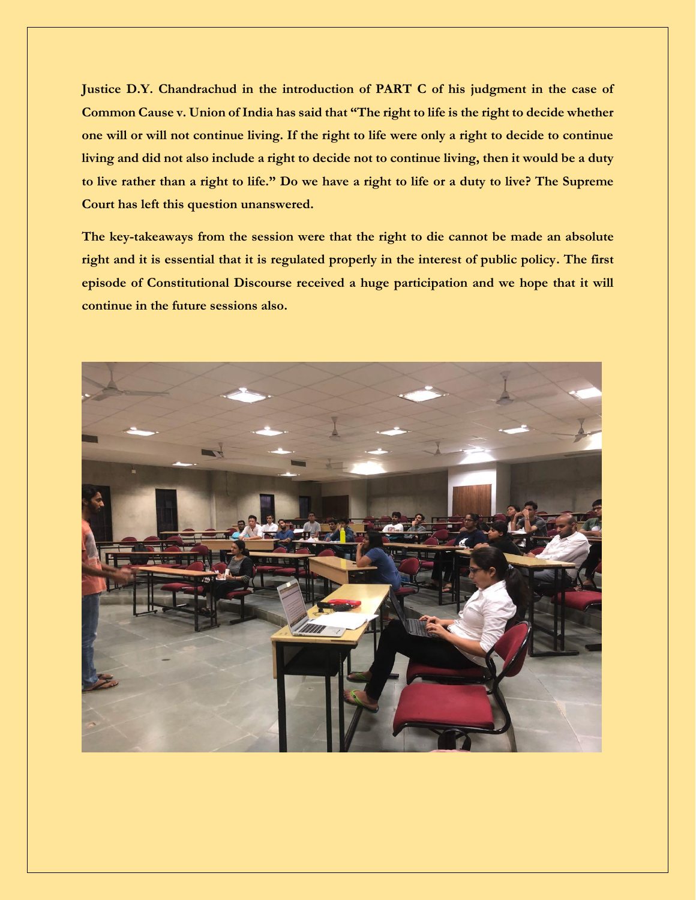**Justice D.Y. Chandrachud in the introduction of PART C of his judgment in the case of Common Cause v. Union of India has said that "The right to life is the right to decide whether one will or will not continue living. If the right to life were only a right to decide to continue living and did not also include a right to decide not to continue living, then it would be a duty to live rather than a right to life." Do we have a right to life or a duty to live? The Supreme Court has left this question unanswered.**

**The key-takeaways from the session were that the right to die cannot be made an absolute right and it is essential that it is regulated properly in the interest of public policy. The first episode of Constitutional Discourse received a huge participation and we hope that it will continue in the future sessions also.**